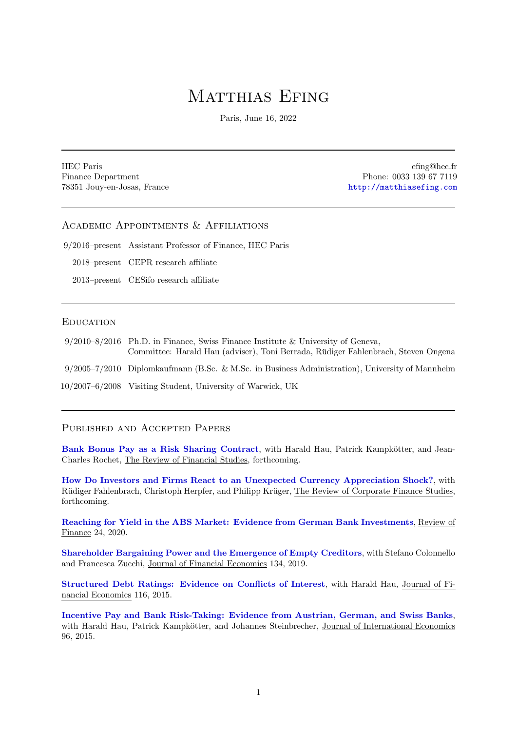# Matthias Efing

Paris, June 16, 2022

---

HEC Paris
Finance Department
78351 Jouy-en-Josas, France

efing@hec.fr
Phone: 0033 139 67 7119
http://matthiasefing.com

---

## Academic Appointments & Affiliations

| | |
|---|---|
| 9/2016–present | Assistant Professor of Finance, HEC Paris |
| 2018–present | CEPR research affiliate |
| 2013–present | CESifo research affiliate |

---

## Education

| | |
|---|---|
| 9/2010–8/2016 | Ph.D. in Finance, Swiss Finance Institute & University of Geneva, Committee: Harald Hau (adviser), Toni Berrada, Rüdiger Fahlenbrach, Steven Ongena |
| 9/2005–7/2010 | Diplomkaufmann (B.Sc. & M.Sc. in Business Administration), University of Mannheim |
| 10/2007–6/2008 | Visiting Student, University of Warwick, UK |

---

## Published and Accepted Papers

**Bank Bonus Pay as a Risk Sharing Contract**, with Harald Hau, Patrick Kampkötter, and Jean-Charles Rochet, The Review of Financial Studies, forthcoming.

**How Do Investors and Firms React to an Unexpected Currency Appreciation Shock?**, with Rüdiger Fahlenbrach, Christoph Herpfer, and Philipp Krüger, The Review of Corporate Finance Studies, forthcoming.

**Reaching for Yield in the ABS Market: Evidence from German Bank Investments**, Review of Finance 24, 2020.

**Shareholder Bargaining Power and the Emergence of Empty Creditors**, with Stefano Colonnello and Francesca Zucchi, Journal of Financial Economics 134, 2019.

**Structured Debt Ratings: Evidence on Conflicts of Interest**, with Harald Hau, Journal of Financial Economics 116, 2015.

**Incentive Pay and Bank Risk-Taking: Evidence from Austrian, German, and Swiss Banks**, with Harald Hau, Patrick Kampkötter, and Johannes Steinbrecher, Journal of International Economics 96, 2015.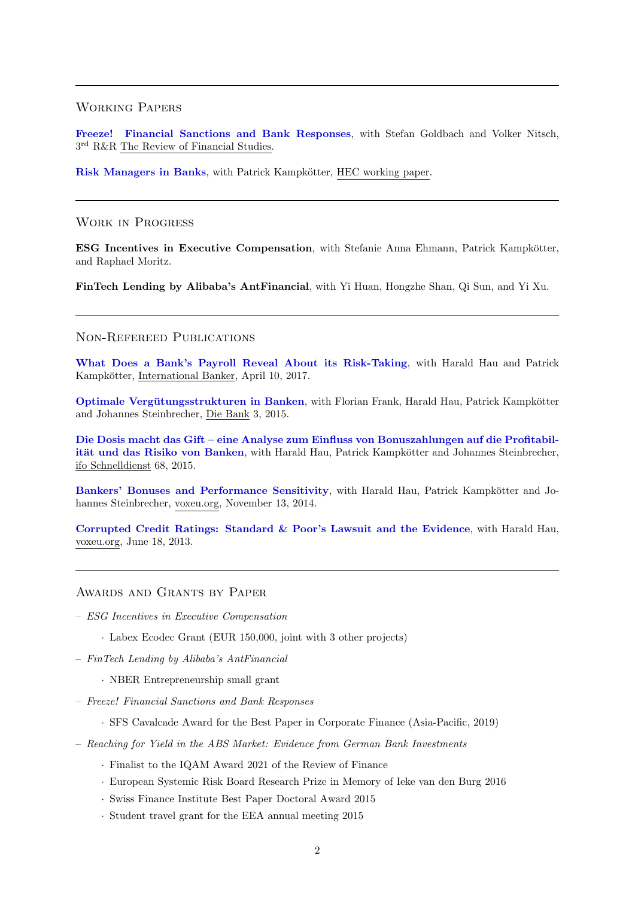## Working Papers

**Freeze! Financial Sanctions and Bank Responses**, with Stefan Goldbach and Volker Nitsch, 3rd R&R The Review of Financial Studies.

**Risk Managers in Banks**, with Patrick Kampkötter, HEC working paper.

## Work in Progress

**ESG Incentives in Executive Compensation**, with Stefanie Anna Ehmann, Patrick Kampkötter, and Raphael Moritz.

**FinTech Lending by Alibaba's AntFinancial**, with Yi Huan, Hongzhe Shan, Qi Sun, and Yi Xu.

## Non-Refereed Publications

**What Does a Bank's Payroll Reveal About its Risk-Taking**, with Harald Hau and Patrick Kampkötter, International Banker, April 10, 2017.

**Optimale Vergütungsstrukturen in Banken**, with Florian Frank, Harald Hau, Patrick Kampkötter and Johannes Steinbrecher, Die Bank 3, 2015.

**Die Dosis macht das Gift – eine Analyse zum Einfluss von Bonuszahlungen auf die Profitabilität und das Risiko von Banken**, with Harald Hau, Patrick Kampkötter and Johannes Steinbrecher, ifo Schnelldienst 68, 2015.

**Bankers' Bonuses and Performance Sensitivity**, with Harald Hau, Patrick Kampkötter and Johannes Steinbrecher, voxeu.org, November 13, 2014.

**Corrupted Credit Ratings: Standard & Poor's Lawsuit and the Evidence**, with Harald Hau, voxeu.org, June 18, 2013.

## Awards and Grants by Paper

- *ESG Incentives in Executive Compensation*
  - Labex Ecodec Grant (EUR 150,000, joint with 3 other projects)
- *FinTech Lending by Alibaba's AntFinancial*
  - NBER Entrepreneurship small grant
- *Freeze! Financial Sanctions and Bank Responses*
  - SFS Cavalcade Award for the Best Paper in Corporate Finance (Asia-Pacific, 2019)
- *Reaching for Yield in the ABS Market: Evidence from German Bank Investments*
  - Finalist to the IQAM Award 2021 of the Review of Finance
  - European Systemic Risk Board Research Prize in Memory of Ieke van den Burg 2016
  - Swiss Finance Institute Best Paper Doctoral Award 2015
  - Student travel grant for the EEA annual meeting 2015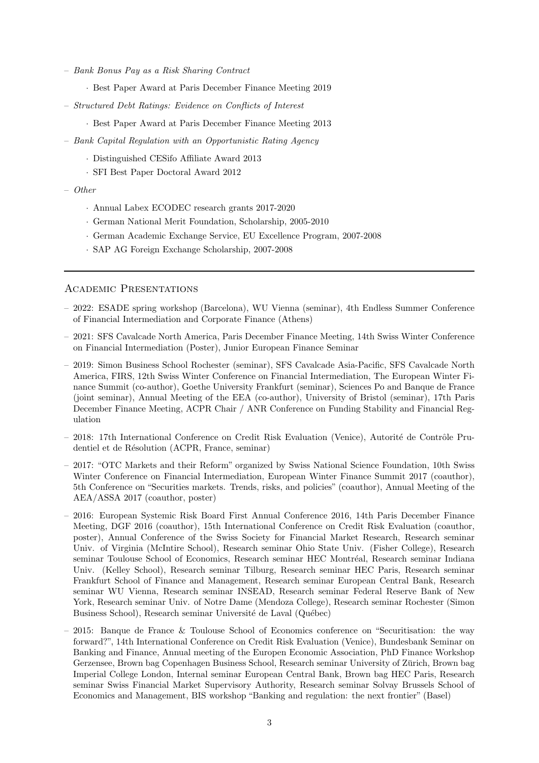- *Bank Bonus Pay as a Risk Sharing Contract*
  - Best Paper Award at Paris December Finance Meeting 2019
- *Structured Debt Ratings: Evidence on Conflicts of Interest*
  - Best Paper Award at Paris December Finance Meeting 2013
- *Bank Capital Regulation with an Opportunistic Rating Agency*
  - Distinguished CESifo Affiliate Award 2013
  - SFI Best Paper Doctoral Award 2012
- *Other*
  - Annual Labex ECODEC research grants 2017-2020
  - German National Merit Foundation, Scholarship, 2005-2010
  - German Academic Exchange Service, EU Excellence Program, 2007-2008
  - SAP AG Foreign Exchange Scholarship, 2007-2008

---

## Academic Presentations

- 2022: ESADE spring workshop (Barcelona), WU Vienna (seminar), 4th Endless Summer Conference of Financial Intermediation and Corporate Finance (Athens)
- 2021: SFS Cavalcade North America, Paris December Finance Meeting, 14th Swiss Winter Conference on Financial Intermediation (Poster), Junior European Finance Seminar
- 2019: Simon Business School Rochester (seminar), SFS Cavalcade Asia-Pacific, SFS Cavalcade North America, FIRS, 12th Swiss Winter Conference on Financial Intermediation, The European Winter Finance Summit (co-author), Goethe University Frankfurt (seminar), Sciences Po and Banque de France (joint seminar), Annual Meeting of the EEA (co-author), University of Bristol (seminar), 17th Paris December Finance Meeting, ACPR Chair / ANR Conference on Funding Stability and Financial Regulation
- 2018: 17th International Conference on Credit Risk Evaluation (Venice), Autorité de Contrôle Prudentiel et de Résolution (ACPR, France, seminar)
- 2017: "OTC Markets and their Reform" organized by Swiss National Science Foundation, 10th Swiss Winter Conference on Financial Intermediation, European Winter Finance Summit 2017 (coauthor), 5th Conference on "Securities markets. Trends, risks, and policies" (coauthor), Annual Meeting of the AEA/ASSA 2017 (coauthor, poster)
- 2016: European Systemic Risk Board First Annual Conference 2016, 14th Paris December Finance Meeting, DGF 2016 (coauthor), 15th International Conference on Credit Risk Evaluation (coauthor, poster), Annual Conference of the Swiss Society for Financial Market Research, Research seminar Univ. of Virginia (McIntire School), Research seminar Ohio State Univ. (Fisher College), Research seminar Toulouse School of Economics, Research seminar HEC Montréal, Research seminar Indiana Univ. (Kelley School), Research seminar Tilburg, Research seminar HEC Paris, Research seminar Frankfurt School of Finance and Management, Research seminar European Central Bank, Research seminar WU Vienna, Research seminar INSEAD, Research seminar Federal Reserve Bank of New York, Research seminar Univ. of Notre Dame (Mendoza College), Research seminar Rochester (Simon Business School), Research seminar Université de Laval (Québec)
- 2015: Banque de France & Toulouse School of Economics conference on "Securitisation: the way forward?", 14th International Conference on Credit Risk Evaluation (Venice), Bundesbank Seminar on Banking and Finance, Annual meeting of the Europen Economic Association, PhD Finance Workshop Gerzensee, Brown bag Copenhagen Business School, Research seminar University of Zürich, Brown bag Imperial College London, Internal seminar European Central Bank, Brown bag HEC Paris, Research seminar Swiss Financial Market Supervisory Authority, Research seminar Solvay Brussels School of Economics and Management, BIS workshop "Banking and regulation: the next frontier" (Basel)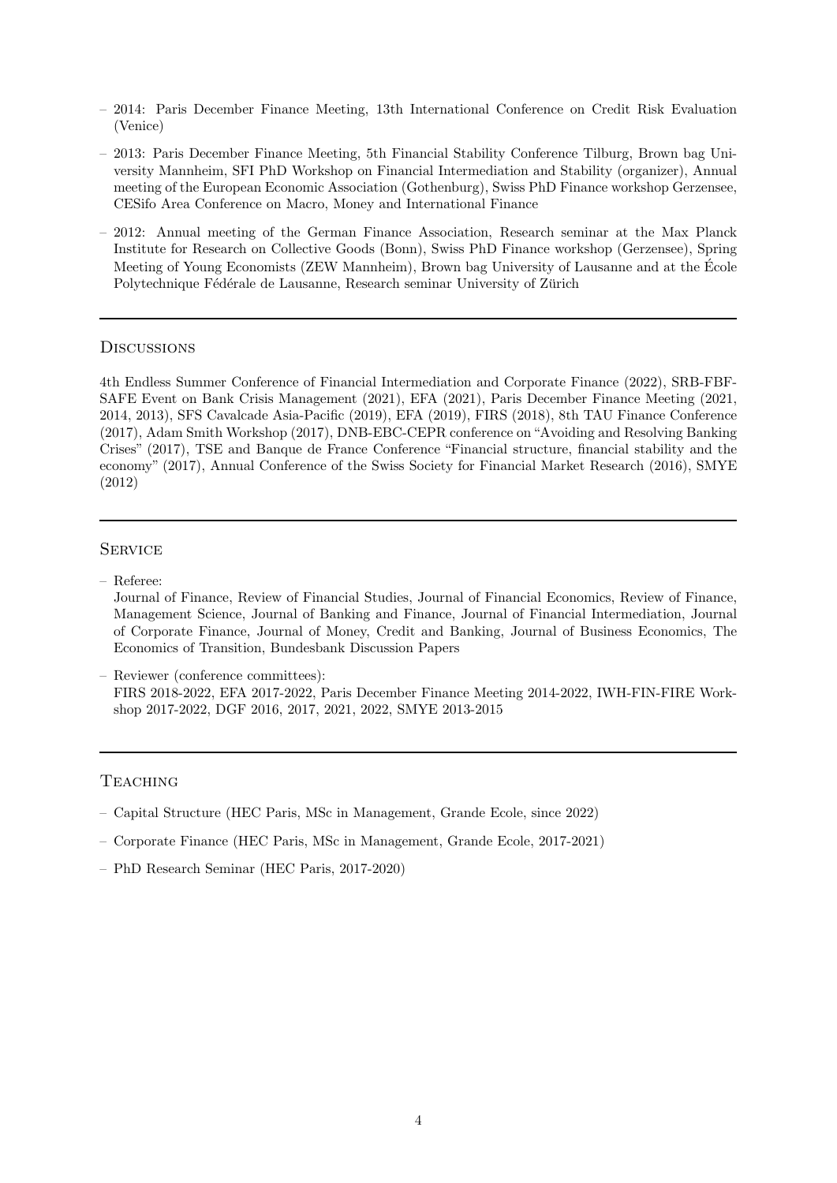- 2014: Paris December Finance Meeting, 13th International Conference on Credit Risk Evaluation (Venice)
- 2013: Paris December Finance Meeting, 5th Financial Stability Conference Tilburg, Brown bag University Mannheim, SFI PhD Workshop on Financial Intermediation and Stability (organizer), Annual meeting of the European Economic Association (Gothenburg), Swiss PhD Finance workshop Gerzensee, CESifo Area Conference on Macro, Money and International Finance
- 2012: Annual meeting of the German Finance Association, Research seminar at the Max Planck Institute for Research on Collective Goods (Bonn), Swiss PhD Finance workshop (Gerzensee), Spring Meeting of Young Economists (ZEW Mannheim), Brown bag University of Lausanne and at the École Polytechnique Fédérale de Lausanne, Research seminar University of Zürich

## Discussions

4th Endless Summer Conference of Financial Intermediation and Corporate Finance (2022), SRB-FBF-SAFE Event on Bank Crisis Management (2021), EFA (2021), Paris December Finance Meeting (2021, 2014, 2013), SFS Cavalcade Asia-Pacific (2019), EFA (2019), FIRS (2018), 8th TAU Finance Conference (2017), Adam Smith Workshop (2017), DNB-EBC-CEPR conference on "Avoiding and Resolving Banking Crises" (2017), TSE and Banque de France Conference "Financial structure, financial stability and the economy" (2017), Annual Conference of the Swiss Society for Financial Market Research (2016), SMYE (2012)

## Service

- Referee:
  Journal of Finance, Review of Financial Studies, Journal of Financial Economics, Review of Finance, Management Science, Journal of Banking and Finance, Journal of Financial Intermediation, Journal of Corporate Finance, Journal of Money, Credit and Banking, Journal of Business Economics, The Economics of Transition, Bundesbank Discussion Papers
- Reviewer (conference committees):
  FIRS 2018-2022, EFA 2017-2022, Paris December Finance Meeting 2014-2022, IWH-FIN-FIRE Workshop 2017-2022, DGF 2016, 2017, 2021, 2022, SMYE 2013-2015

## Teaching

- Capital Structure (HEC Paris, MSc in Management, Grande Ecole, since 2022)
- Corporate Finance (HEC Paris, MSc in Management, Grande Ecole, 2017-2021)
- PhD Research Seminar (HEC Paris, 2017-2020)